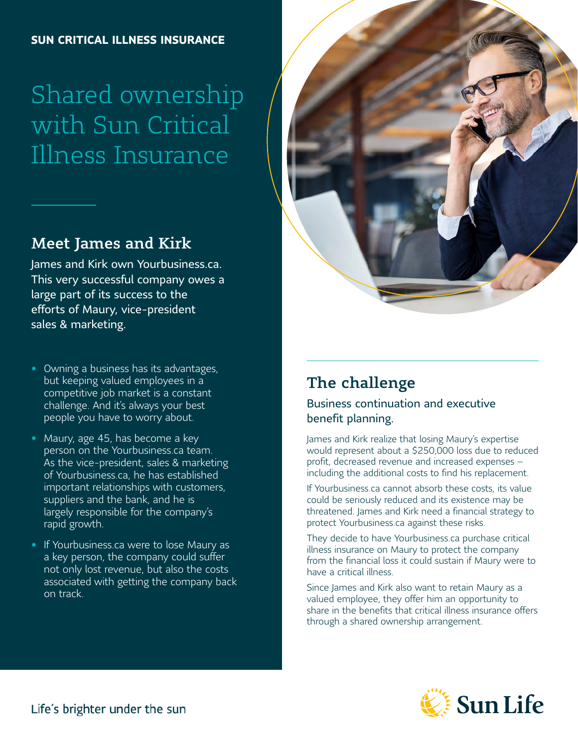**SUN CRITICAL ILLNESS INSURANCE**

# Shared ownership with Sun Critical Illness Insurance

## Meet James and Kirk

James and Kirk own Yourbusiness.ca. This very successful company owes a large part of its success to the efforts of Maury, vice-president sales & marketing.

- Owning a business has its advantages, but keeping valued employees in a competitive job market is a constant challenge. And it's always your best people you have to worry about.
- Maury, age 45, has become a key person on the Yourbusiness.ca team. As the vice-president, sales & marketing of Yourbusiness.ca, he has established important relationships with customers, suppliers and the bank, and he is largely responsible for the company's rapid growth.
- If Yourbusiness.ca were to lose Maury as a key person, the company could suffer not only lost revenue, but also the costs associated with getting the company back on track.

## The challenge

### Business continuation and executive benefit planning.

James and Kirk realize that losing Maury's expertise would represent about a $250,000 loss due to reduced profit, decreased revenue and increased expenses – including the additional costs to find his replacement.

If Yourbusiness.ca cannot absorb these costs, its value could be seriously reduced and its existence may be threatened. James and Kirk need a financial strategy to protect Yourbusiness.ca against these risks.

They decide to have Yourbusiness.ca purchase critical illness insurance on Maury to protect the company from the financial loss it could sustain if Maury were to have a critical illness.

Since James and Kirk also want to retain Maury as a valued employee, they offer him an opportunity to share in the benefits that critical illness insurance offers through a shared ownership arrangement.

Life's brighter under the sun

Sun Life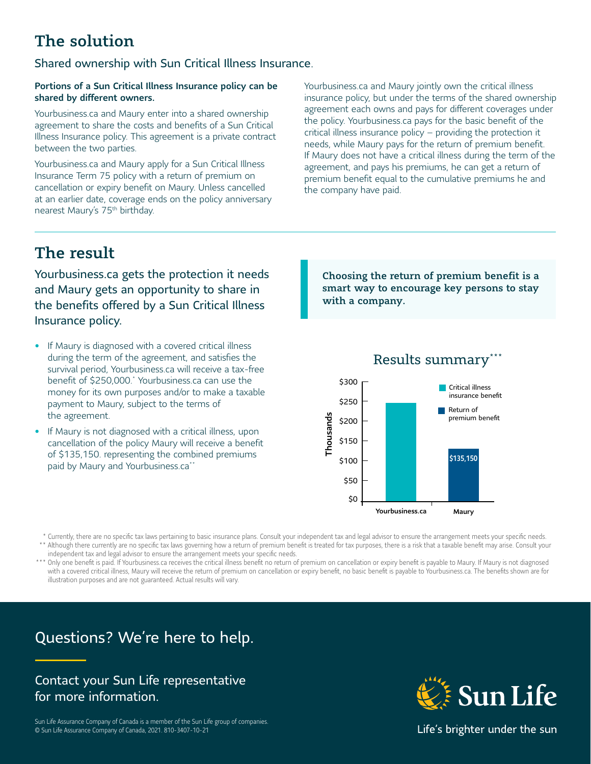## The solution

Shared ownership with Sun Critical Illness Insurance.

**Portions of a Sun Critical Illness Insurance policy can be shared by different owners.**

Yourbusiness.ca and Maury enter into a shared ownership agreement to share the costs and benefits of a Sun Critical Illness Insurance policy. This agreement is a private contract between the two parties.

Yourbusiness.ca and Maury apply for a Sun Critical Illness Insurance Term 75 policy with a return of premium on cancellation or expiry benefit on Maury. Unless cancelled at an earlier date, coverage ends on the policy anniversary nearest Maury's 75th birthday.

Yourbusiness.ca and Maury jointly own the critical illness insurance policy, but under the terms of the shared ownership agreement each owns and pays for different coverages under the policy. Yourbusiness.ca pays for the basic benefit of the critical illness insurance policy – providing the protection it needs, while Maury pays for the return of premium benefit. If Maury does not have a critical illness during the term of the agreement, and pays his premiums, he can get a return of premium benefit equal to the cumulative premiums he and the company have paid.

## The result

Yourbusiness.ca gets the protection it needs and Maury gets an opportunity to share in the benefits offered by a Sun Critical Illness Insurance policy.

- If Maury is diagnosed with a covered critical illness during the term of the agreement, and satisfies the survival period, Yourbusiness.ca will receive a tax-free benefit of $250,000.* Yourbusiness.ca can use the money for its own purposes and/or to make a taxable payment to Maury, subject to the terms of the agreement.
- If Maury is not diagnosed with a critical illness, upon cancellation of the policy Maury will receive a benefit of $135,150. representing the combined premiums paid by Maury and Yourbusiness.ca**

**Choosing the return of premium benefit is a smart way to encourage key persons to stay with a company.**

Results summary***

$300
$250
$200
$150
$100
$50
$0

Thousands

Critical illness insurance benefit
Return of premium benefit

$135,150

Yourbusiness.ca
Maury

\* Currently, there are no specific tax laws pertaining to basic insurance plans. Consult your independent tax and legal advisor to ensure the arrangement meets your specific needs.

\*\* Although there currently are no specific tax laws governing how a return of premium benefit is treated for tax purposes, there is a risk that a taxable benefit may arise. Consult your independent tax and legal advisor to ensure the arrangement meets your specific needs.

\*\*\* Only one benefit is paid. If Yourbusiness.ca receives the critical illness benefit no return of premium on cancellation or expiry benefit is payable to Maury. If Maury is not diagnosed with a covered critical illness, Maury will receive the return of premium on cancellation or expiry benefit, no basic benefit is payable to Yourbusiness.ca. The benefits shown are for illustration purposes and are not guaranteed. Actual results will vary.

## Questions? We're here to help.

Contact your Sun Life representative for more information.

Sun Life Assurance Company of Canada is a member of the Sun Life group of companies.
© Sun Life Assurance Company of Canada, 2021. 810-3407-10-21

Sun Life

Life's brighter under the sun